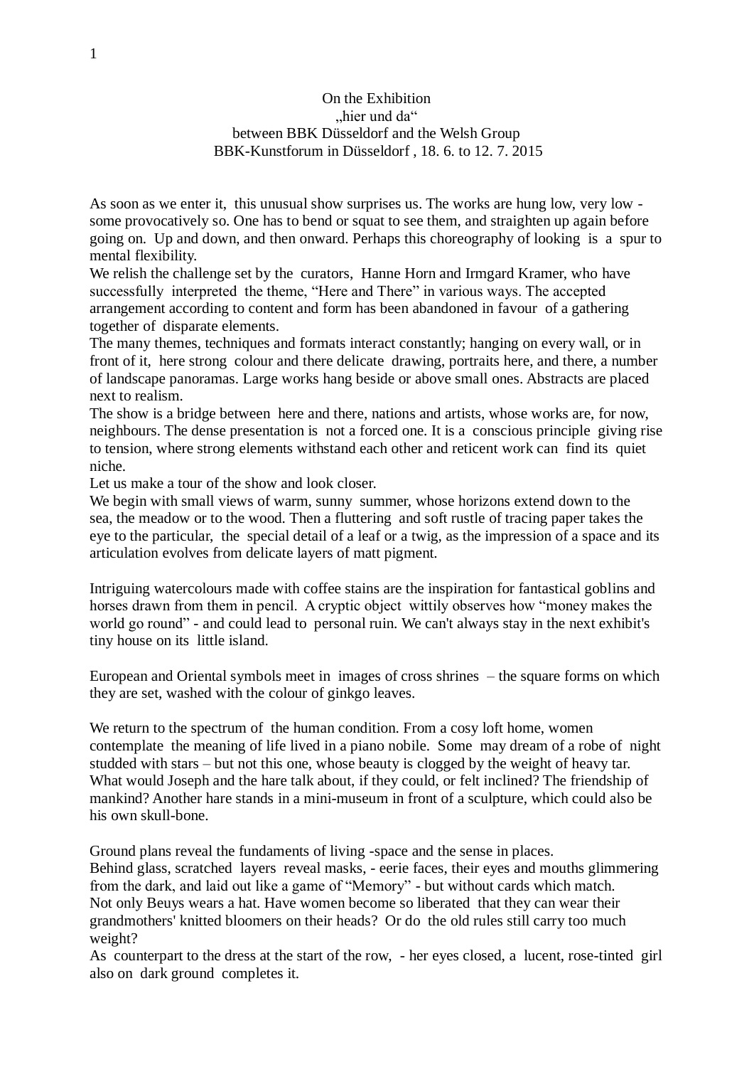On the Exhibition
„hier und da"
between BBK Düsseldorf and the Welsh Group
BBK-Kunstforum in Düsseldorf , 18. 6. to 12. 7. 2015

As soon as we enter it, this unusual show surprises us. The works are hung low, very low - some provocatively so. One has to bend or squat to see them, and straighten up again before going on. Up and down, and then onward. Perhaps this choreography of looking is a spur to mental flexibility.
We relish the challenge set by the curators, Hanne Horn and Irmgard Kramer, who have successfully interpreted the theme, "Here and There" in various ways. The accepted arrangement according to content and form has been abandoned in favour of a gathering together of disparate elements.
The many themes, techniques and formats interact constantly; hanging on every wall, or in front of it, here strong colour and there delicate drawing, portraits here, and there, a number of landscape panoramas. Large works hang beside or above small ones. Abstracts are placed next to realism.
The show is a bridge between here and there, nations and artists, whose works are, for now, neighbours. The dense presentation is not a forced one. It is a conscious principle giving rise to tension, where strong elements withstand each other and reticent work can find its quiet niche.
Let us make a tour of the show and look closer.
We begin with small views of warm, sunny summer, whose horizons extend down to the sea, the meadow or to the wood. Then a fluttering and soft rustle of tracing paper takes the eye to the particular, the special detail of a leaf or a twig, as the impression of a space and its articulation evolves from delicate layers of matt pigment.

Intriguing watercolours made with coffee stains are the inspiration for fantastical goblins and horses drawn from them in pencil. A cryptic object wittily observes how "money makes the world go round" - and could lead to personal ruin. We can't always stay in the next exhibit's tiny house on its little island.

European and Oriental symbols meet in images of cross shrines – the square forms on which they are set, washed with the colour of ginkgo leaves.

We return to the spectrum of the human condition. From a cosy loft home, women contemplate the meaning of life lived in a piano nobile. Some may dream of a robe of night studded with stars – but not this one, whose beauty is clogged by the weight of heavy tar. What would Joseph and the hare talk about, if they could, or felt inclined? The friendship of mankind? Another hare stands in a mini-museum in front of a sculpture, which could also be his own skull-bone.

Ground plans reveal the fundaments of living -space and the sense in places.
Behind glass, scratched layers reveal masks, - eerie faces, their eyes and mouths glimmering from the dark, and laid out like a game of "Memory" - but without cards which match.
Not only Beuys wears a hat. Have women become so liberated that they can wear their grandmothers' knitted bloomers on their heads? Or do the old rules still carry too much weight?
As counterpart to the dress at the start of the row, - her eyes closed, a lucent, rose-tinted girl also on dark ground completes it.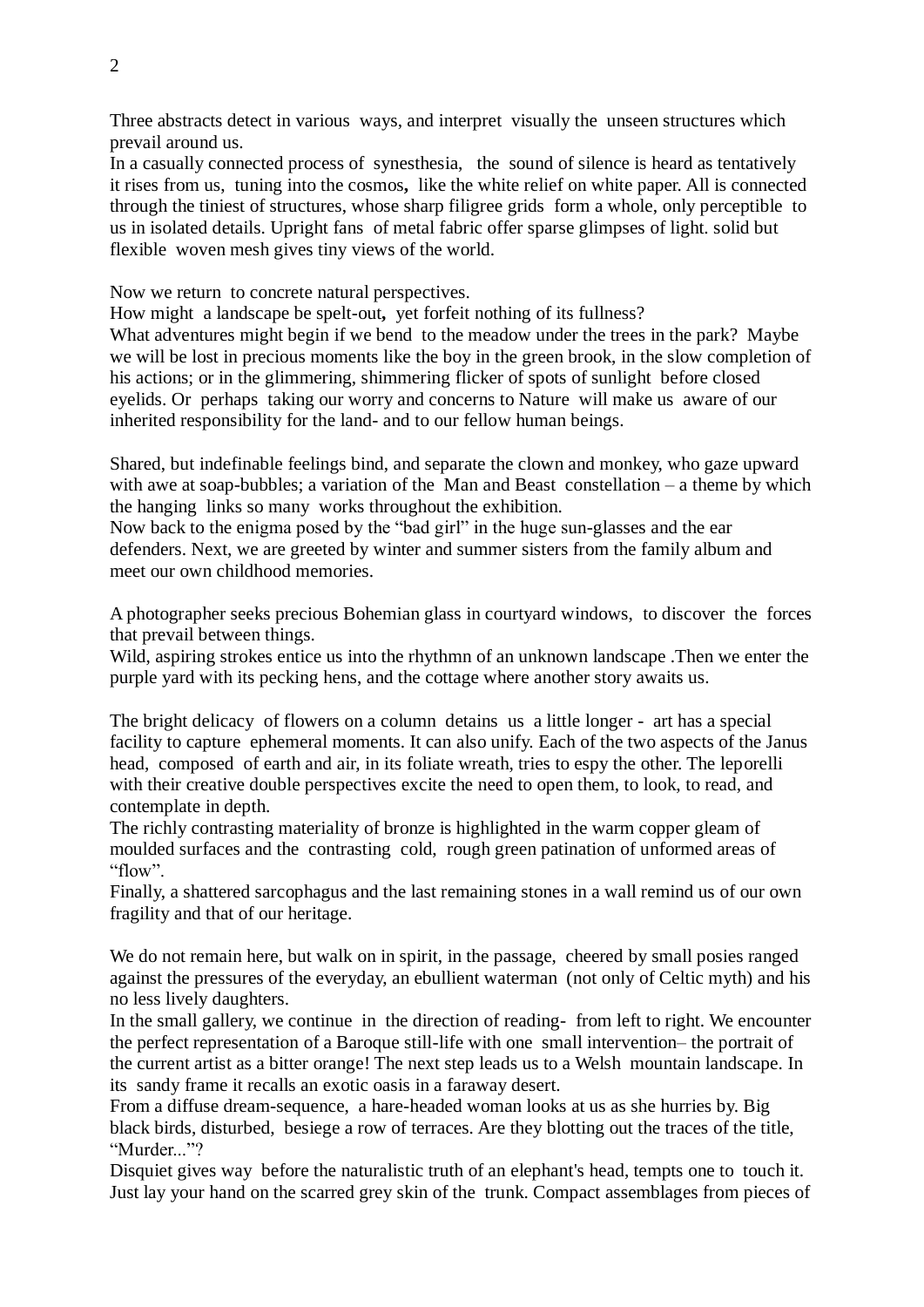Three abstracts detect in various ways, and interpret visually the unseen structures which prevail around us.
In a casually connected process of synesthesia, the sound of silence is heard as tentatively it rises from us, tuning into the cosmos**,** like the white relief on white paper. All is connected through the tiniest of structures, whose sharp filigree grids form a whole, only perceptible to us in isolated details. Upright fans of metal fabric offer sparse glimpses of light. solid but flexible woven mesh gives tiny views of the world.

Now we return to concrete natural perspectives.
How might a landscape be spelt-out**,** yet forfeit nothing of its fullness?
What adventures might begin if we bend to the meadow under the trees in the park? Maybe we will be lost in precious moments like the boy in the green brook, in the slow completion of his actions; or in the glimmering, shimmering flicker of spots of sunlight before closed eyelids. Or perhaps taking our worry and concerns to Nature will make us aware of our inherited responsibility for the land- and to our fellow human beings.

Shared, but indefinable feelings bind, and separate the clown and monkey, who gaze upward with awe at soap-bubbles; a variation of the Man and Beast constellation – a theme by which the hanging links so many works throughout the exhibition.
Now back to the enigma posed by the "bad girl" in the huge sun-glasses and the ear defenders. Next, we are greeted by winter and summer sisters from the family album and meet our own childhood memories.

A photographer seeks precious Bohemian glass in courtyard windows, to discover the forces that prevail between things.
Wild, aspiring strokes entice us into the rhythmn of an unknown landscape .Then we enter the purple yard with its pecking hens, and the cottage where another story awaits us.

The bright delicacy of flowers on a column detains us a little longer - art has a special facility to capture ephemeral moments. It can also unify. Each of the two aspects of the Janus head, composed of earth and air, in its foliate wreath, tries to espy the other. The leporelli with their creative double perspectives excite the need to open them, to look, to read, and contemplate in depth.
The richly contrasting materiality of bronze is highlighted in the warm copper gleam of moulded surfaces and the contrasting cold, rough green patination of unformed areas of "flow".
Finally, a shattered sarcophagus and the last remaining stones in a wall remind us of our own fragility and that of our heritage.

We do not remain here, but walk on in spirit, in the passage, cheered by small posies ranged against the pressures of the everyday, an ebullient waterman (not only of Celtic myth) and his no less lively daughters.
In the small gallery, we continue in the direction of reading- from left to right. We encounter the perfect representation of a Baroque still-life with one small intervention– the portrait of the current artist as a bitter orange! The next step leads us to a Welsh mountain landscape. In its sandy frame it recalls an exotic oasis in a faraway desert.
From a diffuse dream-sequence, a hare-headed woman looks at us as she hurries by. Big black birds, disturbed, besiege a row of terraces. Are they blotting out the traces of the title, "Murder..."?
Disquiet gives way before the naturalistic truth of an elephant's head, tempts one to touch it. Just lay your hand on the scarred grey skin of the trunk. Compact assemblages from pieces of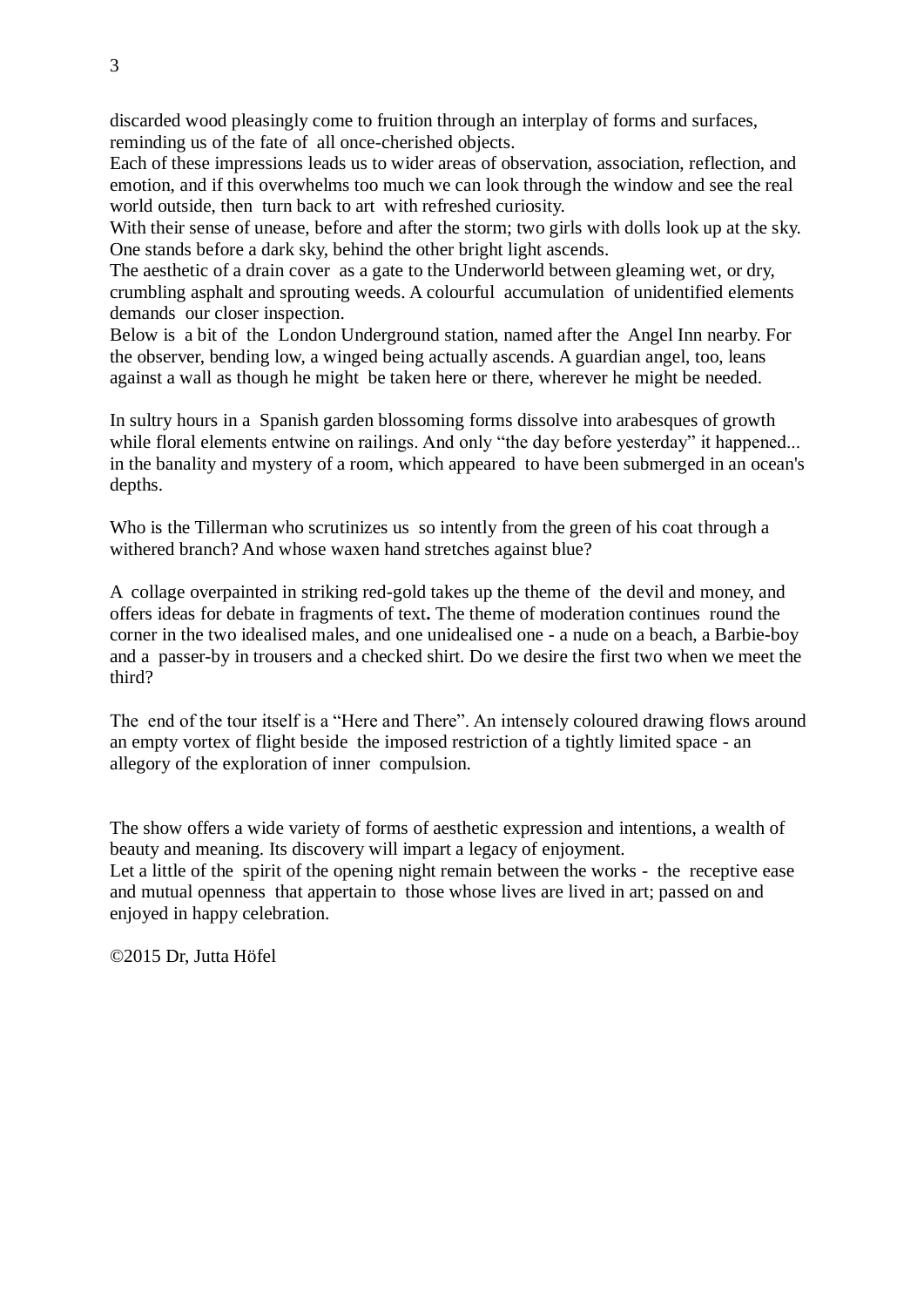discarded wood pleasingly come to fruition through an interplay of forms and surfaces, reminding us of the fate of all once-cherished objects.

Each of these impressions leads us to wider areas of observation, association, reflection, and emotion, and if this overwhelms too much we can look through the window and see the real world outside, then turn back to art with refreshed curiosity.

With their sense of unease, before and after the storm; two girls with dolls look up at the sky. One stands before a dark sky, behind the other bright light ascends.

The aesthetic of a drain cover as a gate to the Underworld between gleaming wet, or dry, crumbling asphalt and sprouting weeds. A colourful accumulation of unidentified elements demands our closer inspection.

Below is a bit of the London Underground station, named after the Angel Inn nearby. For the observer, bending low, a winged being actually ascends. A guardian angel, too, leans against a wall as though he might be taken here or there, wherever he might be needed.

In sultry hours in a Spanish garden blossoming forms dissolve into arabesques of growth while floral elements entwine on railings. And only “the day before yesterday” it happened... in the banality and mystery of a room, which appeared to have been submerged in an ocean's depths.

Who is the Tillerman who scrutinizes us so intently from the green of his coat through a withered branch? And whose waxen hand stretches against blue?

A collage overpainted in striking red-gold takes up the theme of the devil and money, and offers ideas for debate in fragments of text**.** The theme of moderation continues round the corner in the two idealised males, and one unidealised one - a nude on a beach, a Barbie-boy and a passer-by in trousers and a checked shirt. Do we desire the first two when we meet the third?

The end of the tour itself is a “Here and There”. An intensely coloured drawing flows around an empty vortex of flight beside the imposed restriction of a tightly limited space - an allegory of the exploration of inner compulsion.

The show offers a wide variety of forms of aesthetic expression and intentions, a wealth of beauty and meaning. Its discovery will impart a legacy of enjoyment.

Let a little of the spirit of the opening night remain between the works - the receptive ease and mutual openness that appertain to those whose lives are lived in art; passed on and enjoyed in happy celebration.

©2015 Dr, Jutta Höfel